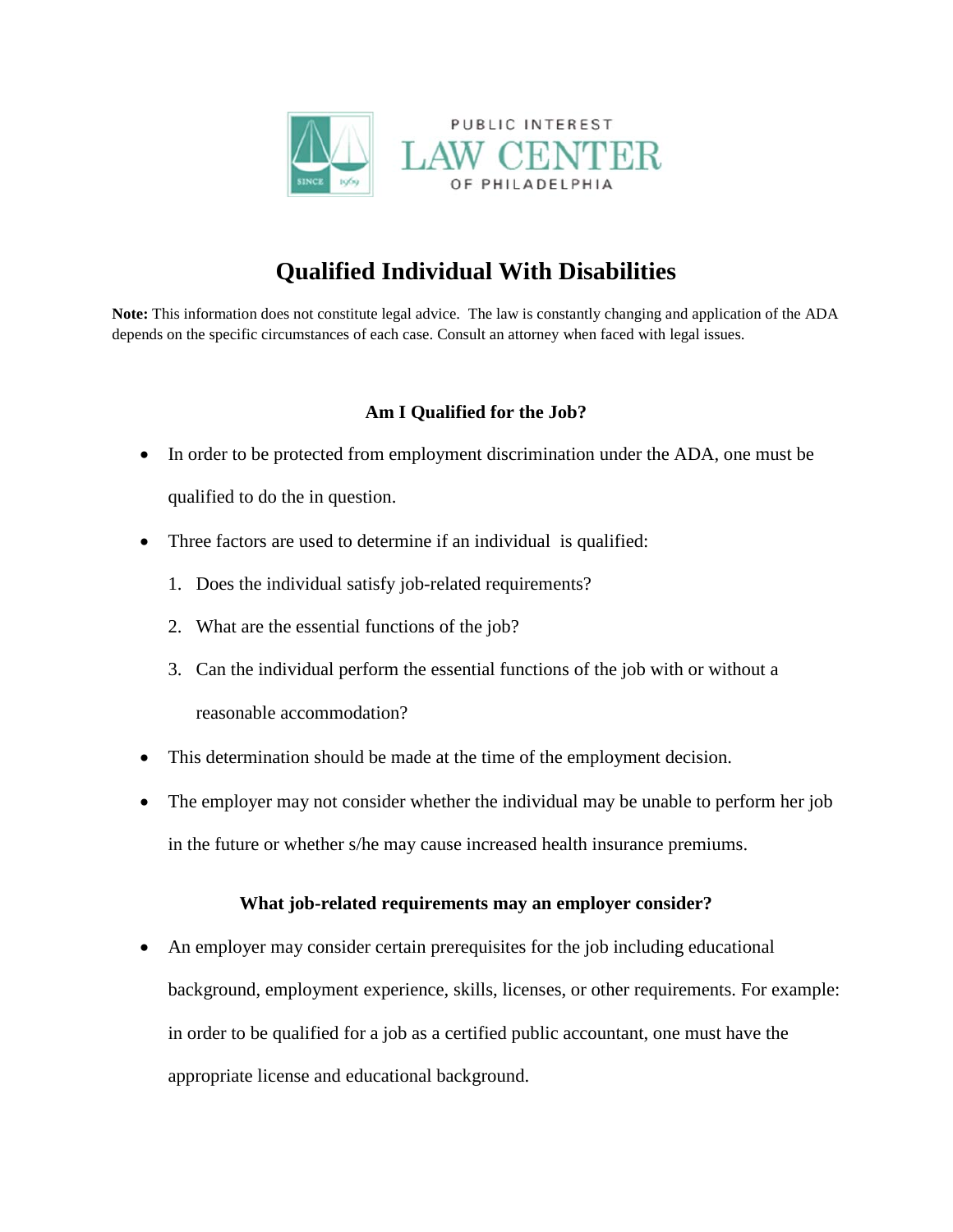PUBLIC INTEREST
LAW CENTER
OF PHILADELPHIA

# Qualified Individual With Disabilities

**Note:** This information does not constitute legal advice. The law is constantly changing and application of the ADA depends on the specific circumstances of each case. Consult an attorney when faced with legal issues.

### Am I Qualified for the Job?

- In order to be protected from employment discrimination under the ADA, one must be qualified to do the in question.
- Three factors are used to determine if an individual is qualified:
  1. Does the individual satisfy job-related requirements?
  2. What are the essential functions of the job?
  3. Can the individual perform the essential functions of the job with or without a reasonable accommodation?
- This determination should be made at the time of the employment decision.
- The employer may not consider whether the individual may be unable to perform her job in the future or whether s/he may cause increased health insurance premiums.

### What job-related requirements may an employer consider?

- An employer may consider certain prerequisites for the job including educational background, employment experience, skills, licenses, or other requirements. For example: in order to be qualified for a job as a certified public accountant, one must have the appropriate license and educational background.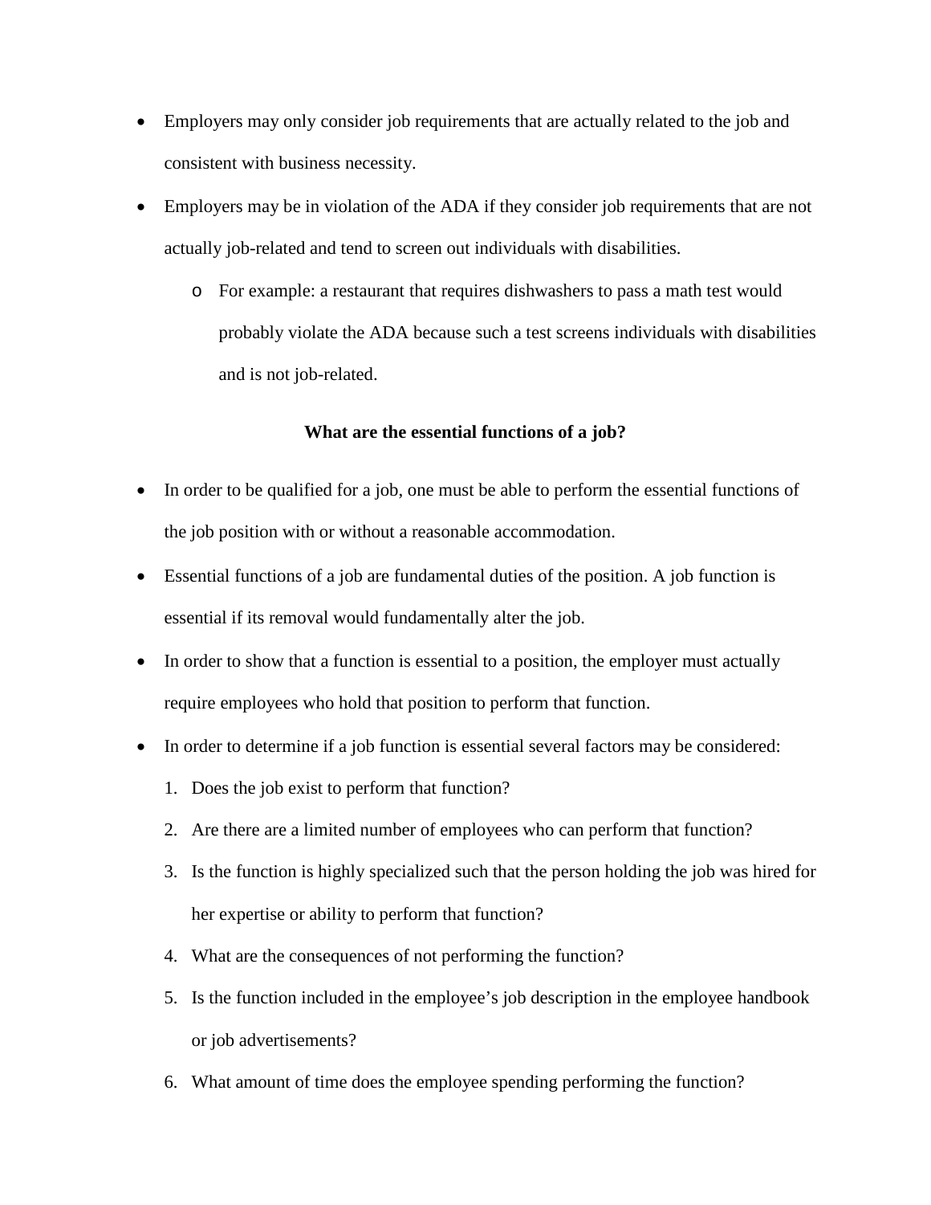- Employers may only consider job requirements that are actually related to the job and consistent with business necessity.
- Employers may be in violation of the ADA if they consider job requirements that are not actually job-related and tend to screen out individuals with disabilities.
  - For example: a restaurant that requires dishwashers to pass a math test would probably violate the ADA because such a test screens individuals with disabilities and is not job-related.

**What are the essential functions of a job?**

- In order to be qualified for a job, one must be able to perform the essential functions of the job position with or without a reasonable accommodation.
- Essential functions of a job are fundamental duties of the position. A job function is essential if its removal would fundamentally alter the job.
- In order to show that a function is essential to a position, the employer must actually require employees who hold that position to perform that function.
- In order to determine if a job function is essential several factors may be considered:
  1. Does the job exist to perform that function?
  2. Are there are a limited number of employees who can perform that function?
  3. Is the function is highly specialized such that the person holding the job was hired for her expertise or ability to perform that function?
  4. What are the consequences of not performing the function?
  5. Is the function included in the employee's job description in the employee handbook or job advertisements?
  6. What amount of time does the employee spending performing the function?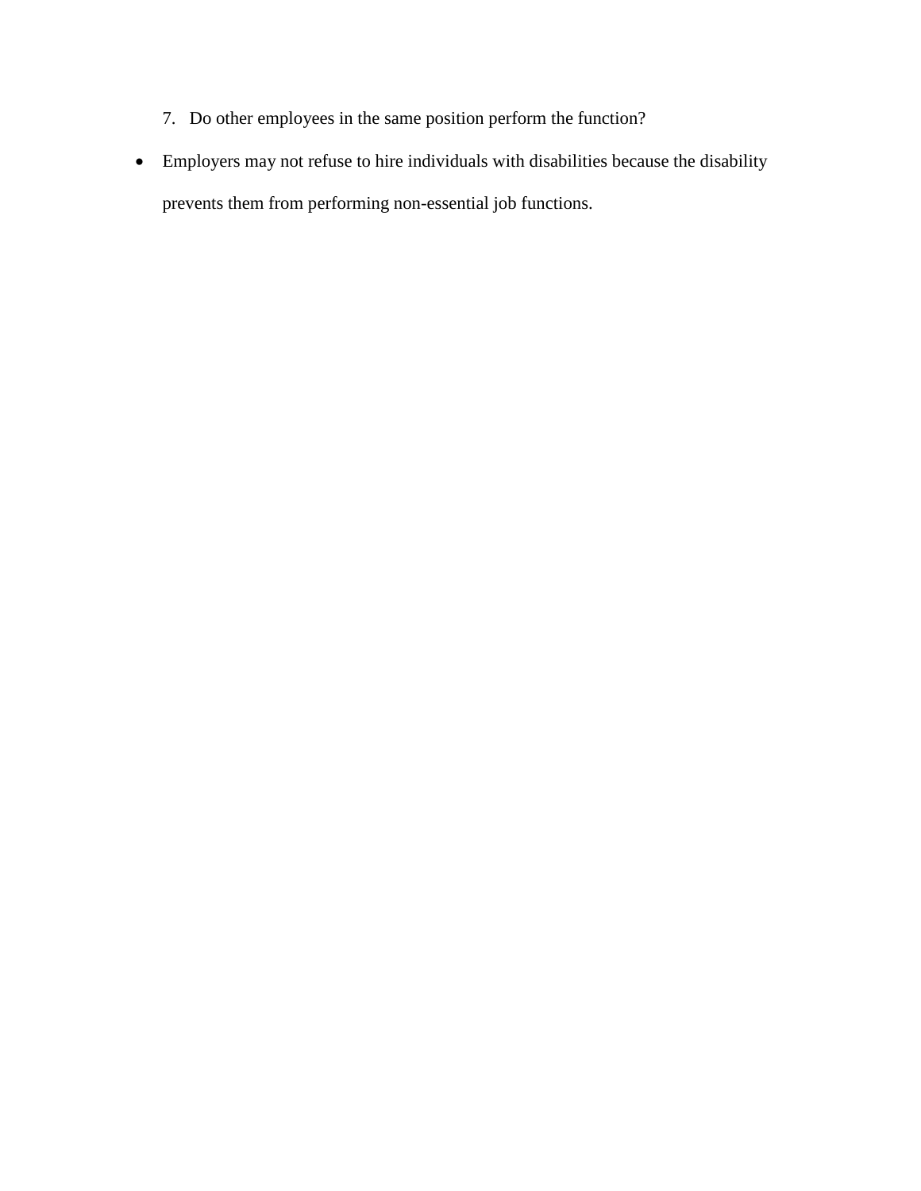7. Do other employees in the same position perform the function?

- Employers may not refuse to hire individuals with disabilities because the disability prevents them from performing non-essential job functions.